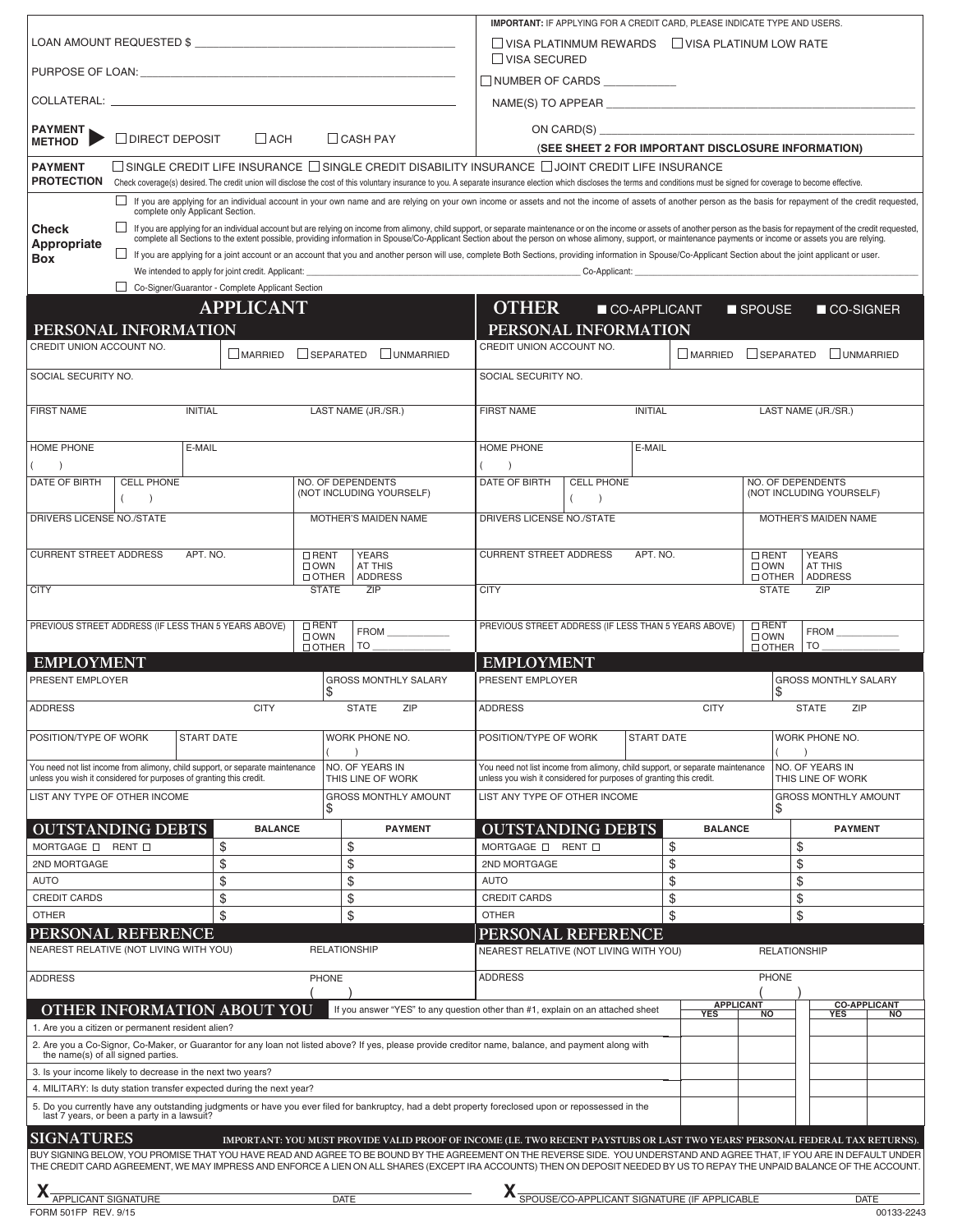LOAN AMOUNT REQUESTED $ ______________________

PURPOSE OF LOAN: ______________________

COLLATERAL: ______________________

**PAYMENT METHOD** ▶ ☐ DIRECT DEPOSIT ☐ ACH ☐ CASH PAY

**IMPORTANT:** IF APPLYING FOR A CREDIT CARD, PLEASE INDICATE TYPE AND USERS.

☐ VISA PLATINMUM REWARDS ☐ VISA PLATINUM LOW RATE
☐ VISA SECURED

☐ NUMBER OF CARDS ___________

NAME(S) TO APPEAR ______________________

ON CARD(S) ______________________

(**SEE SHEET 2 FOR IMPORTANT DISCLOSURE INFORMATION)**

**PAYMENT PROTECTION** ☐ SINGLE CREDIT LIFE INSURANCE ☐ SINGLE CREDIT DISABILITY INSURANCE ☐ JOINT CREDIT LIFE INSURANCE

Check coverage(s) desired. The credit union will disclose the cost of this voluntary insurance to you. A separate insurance election which discloses the terms and conditions must be signed for coverage to become effective.

**Check Appropriate Box**

- ☐ If you are applying for an individual account in your own name and are relying on your own income or assets and not the income of assets of another person as the basis for repayment of the credit requested, complete only Applicant Section.
- ☐ If you are applying for an individual account but are relying on income from alimony, child support, or separate maintenance or on the income or assets of another person as the basis for repayment of the credit requested, complete all Sections to the extent possible, providing information in Spouse/Co-Applicant Section about the person on whose alimony, support, or maintenance payments or income or assets you are relying.
- ☐ If you are applying for a joint account or an account that you and another person will use, complete Both Sections, providing information in Spouse/Co-Applicant Section about the joint applicant or user.

We intended to apply for joint credit. Applicant: ______________________ Co-Applicant: ______________________

- ☐ Co-Signer/Guarantor - Complete Applicant Section

# APPLICANT

## PERSONAL INFORMATION

CREDIT UNION ACCOUNT NO. ☐ MARRIED ☐ SEPARATED ☐ UNMARRIED

SOCIAL SECURITY NO.

FIRST NAME | INITIAL | LAST NAME (JR./SR.)

HOME PHONE ( ) | E-MAIL

DATE OF BIRTH | CELL PHONE ( ) | NO. OF DEPENDENTS (NOT INCLUDING YOURSELF)

DRIVERS LICENSE NO./STATE | MOTHER'S MAIDEN NAME

CURRENT STREET ADDRESS | APT. NO. | ☐ RENT ☐ OWN ☐ OTHER | YEARS AT THIS ADDRESS

CITY | STATE | ZIP

PREVIOUS STREET ADDRESS (IF LESS THAN 5 YEARS ABOVE) | ☐ RENT ☐ OWN ☐ OTHER | FROM ________ TO ________

## EMPLOYMENT

PRESENT EMPLOYER | GROSS MONTHLY SALARY $

ADDRESS | CITY | STATE | ZIP

POSITION/TYPE OF WORK | START DATE | WORK PHONE NO. ( )

You need not list income from alimony, child support, or separate maintenance unless you wish it considered for purposes of granting this credit. | NO. OF YEARS IN THIS LINE OF WORK

LIST ANY TYPE OF OTHER INCOME | GROSS MONTHLY AMOUNT $

## OUTSTANDING DEBTS

| | BALANCE | PAYMENT |
|---|---|---|
| MORTGAGE ☐ RENT ☐ | $ | $ |
| 2ND MORTGAGE | $ | $ |
| AUTO | $ | $ |
| CREDIT CARDS | $ | $ |
| OTHER | $ | $ |

## PERSONAL REFERENCE

NEAREST RELATIVE (NOT LIVING WITH YOU) | RELATIONSHIP

ADDRESS | PHONE ( )

# OTHER ■ CO-APPLICANT ■ SPOUSE ■ CO-SIGNER

## PERSONAL INFORMATION

CREDIT UNION ACCOUNT NO. ☐ MARRIED ☐ SEPARATED ☐ UNMARRIED

SOCIAL SECURITY NO.

FIRST NAME | INITIAL | LAST NAME (JR./SR.)

HOME PHONE ( ) | E-MAIL

DATE OF BIRTH | CELL PHONE ( ) | NO. OF DEPENDENTS (NOT INCLUDING YOURSELF)

DRIVERS LICENSE NO./STATE | MOTHER'S MAIDEN NAME

CURRENT STREET ADDRESS | APT. NO. | ☐ RENT ☐ OWN ☐ OTHER | YEARS AT THIS ADDRESS

CITY | STATE | ZIP

PREVIOUS STREET ADDRESS (IF LESS THAN 5 YEARS ABOVE) | ☐ RENT ☐ OWN ☐ OTHER | FROM ________ TO ________

## EMPLOYMENT

PRESENT EMPLOYER | GROSS MONTHLY SALARY $

ADDRESS | CITY | STATE | ZIP

POSITION/TYPE OF WORK | START DATE | WORK PHONE NO. ( )

You need not list income from alimony, child support, or separate maintenance unless you wish it considered for purposes of granting this credit. | NO. OF YEARS IN THIS LINE OF WORK

LIST ANY TYPE OF OTHER INCOME | GROSS MONTHLY AMOUNT $

## OUTSTANDING DEBTS

| | BALANCE | PAYMENT |
|---|---|---|
| MORTGAGE ☐ RENT ☐ | $ | $ |
| 2ND MORTGAGE | $ | $ |
| AUTO | $ | $ |
| CREDIT CARDS | $ | $ |
| OTHER | $ | $ |

## PERSONAL REFERENCE

NEAREST RELATIVE (NOT LIVING WITH YOU) | RELATIONSHIP

ADDRESS | PHONE ( )

## OTHER INFORMATION ABOUT YOU

If you answer "YES" to any question other than #1, explain on an attached sheet

| | APPLICANT YES | APPLICANT NO | CO-APPLICANT YES | CO-APPLICANT NO |
|---|---|---|---|---|
| 1. Are you a citizen or permanent resident alien? | | | | |
| 2. Are you a Co-Signor, Co-Maker, or Guarantor for any loan not listed above? If yes, please provide creditor name, balance, and payment along with the name(s) of all signed parties. | | | | |
| 3. Is your income likely to decrease in the next two years? | | | | |
| 4. MILITARY: Is duty station transfer expected during the next year? | | | | |
| 5. Do you currently have any outstanding judgments or have you ever filed for bankruptcy, had a debt property foreclosed upon or repossessed in the last 7 years, or been a party in a lawsuit? | | | | |

## SIGNATURES

**IMPORTANT: YOU MUST PROVIDE VALID PROOF OF INCOME (I.E. TWO RECENT PAYSTUBS OR LAST TWO YEARS' PERSONAL FEDERAL TAX RETURNS).**

BUY SIGNING BELOW, YOU PROMISE THAT YOU HAVE READ AND AGREE TO BE BOUND BY THE AGREEMENT ON THE REVERSE SIDE. YOU UNDERSTAND AND AGREE THAT, IF YOU ARE IN DEFAULT UNDER THE CREDIT CARD AGREEMENT, WE MAY IMPRESS AND ENFORCE A LIEN ON ALL SHARES (EXCEPT IRA ACCOUNTS) THEN ON DEPOSIT NEEDED BY US TO REPAY THE UNPAID BALANCE OF THE ACCOUNT.

X ______________________ APPLICANT SIGNATURE | DATE

X ______________________ SPOUSE/CO-APPLICANT SIGNATURE (IF APPLICABLE | DATE

FORM 501FP REV. 9/15 00133-2243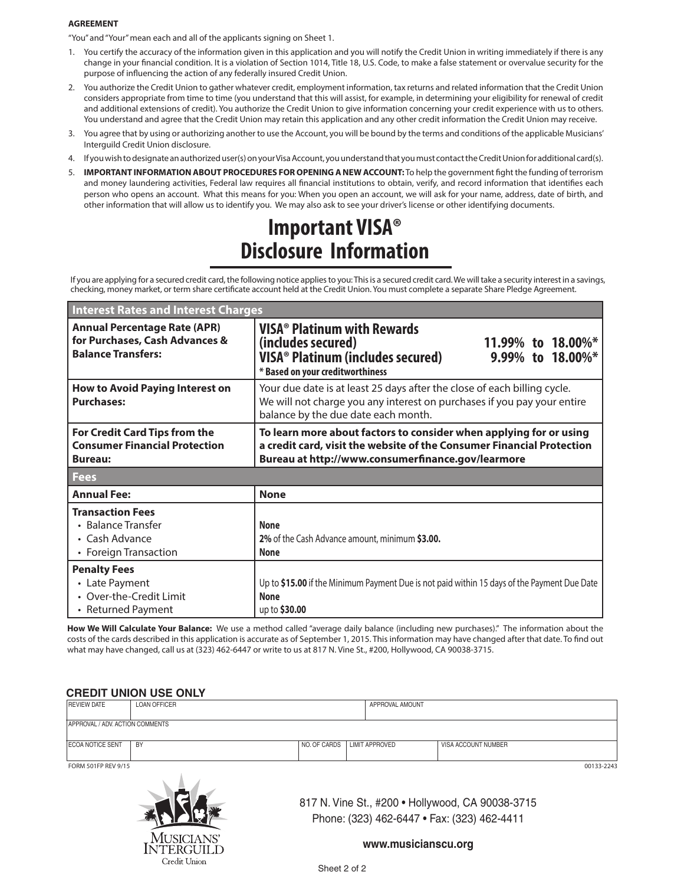**AGREEMENT**

"You" and "Your" mean each and all of the applicants signing on Sheet 1.

1. You certify the accuracy of the information given in this application and you will notify the Credit Union in writing immediately if there is any change in your financial condition. It is a violation of Section 1014, Title 18, U.S. Code, to make a false statement or overvalue security for the purpose of influencing the action of any federally insured Credit Union.
2. You authorize the Credit Union to gather whatever credit, employment information, tax returns and related information that the Credit Union considers appropriate from time to time (you understand that this will assist, for example, in determining your eligibility for renewal of credit and additional extensions of credit). You authorize the Credit Union to give information concerning your credit experience with us to others. You understand and agree that the Credit Union may retain this application and any other credit information the Credit Union may receive.
3. You agree that by using or authorizing another to use the Account, you will be bound by the terms and conditions of the applicable Musicians' Interguild Credit Union disclosure.
4. If you wish to designate an authorized user(s) on your Visa Account, you understand that you must contact the Credit Union for additional card(s).
5. **IMPORTANT INFORMATION ABOUT PROCEDURES FOR OPENING A NEW ACCOUNT:** To help the government fight the funding of terrorism and money laundering activities, Federal law requires all financial institutions to obtain, verify, and record information that identifies each person who opens an account. What this means for you: When you open an account, we will ask for your name, address, date of birth, and other information that will allow us to identify you. We may also ask to see your driver's license or other identifying documents.

# Important VISA® Disclosure Information

If you are applying for a secured credit card, the following notice applies to you: This is a secured credit card. We will take a security interest in a savings, checking, money market, or term share certificate account held at the Credit Union. You must complete a separate Share Pledge Agreement.

| **Interest Rates and Interest Charges** | |
|---|---|
| **Annual Percentage Rate (APR) for Purchases, Cash Advances & Balance Transfers:** | **VISA® Platinum with Rewards (includes secured) 11.99% to 18.00%\***<br>**VISA® Platinum (includes secured) 9.99% to 18.00%\***<br>**\* Based on your creditworthiness** |
| **How to Avoid Paying Interest on Purchases:** | Your due date is at least 25 days after the close of each billing cycle. We will not charge you any interest on purchases if you pay your entire balance by the due date each month. |
| **For Credit Card Tips from the Consumer Financial Protection Bureau:** | **To learn more about factors to consider when applying for or using a credit card, visit the website of the Consumer Financial Protection Bureau at http://www.consumerfinance.gov/learmore** |
| **Fees** | |
| **Annual Fee:** | **None** |
| **Transaction Fees**<br>• Balance Transfer<br>• Cash Advance<br>• Foreign Transaction | <br>**None**<br>**2%** of the Cash Advance amount, minimum **$3.00.**<br>**None** |
| **Penalty Fees**<br>• Late Payment<br>• Over-the-Credit Limit<br>• Returned Payment | <br>Up to **$15.00** if the Minimum Payment Due is not paid within 15 days of the Payment Due Date<br>**None**<br>up to **$30.00** |

**How We Will Calculate Your Balance:** We use a method called "average daily balance (including new purchases)." The information about the costs of the cards described in this application is accurate as of September 1, 2015. This information may have changed after that date. To find out what may have changed, call us at (323) 462-6447 or write to us at 817 N. Vine St., #200, Hollywood, CA 90038-3715.

**CREDIT UNION USE ONLY**

| REVIEW DATE | LOAN OFFICER | | APPROVAL AMOUNT | |
|---|---|---|---|---|
| APPROVAL / ADV. ACTION COMMENTS | | | | |
| ECOA NOTICE SENT | BY | NO. OF CARDS | LIMIT APPROVED | VISA ACCOUNT NUMBER |

FORM 501FP REV 9/15 00133-2243

Musicians' Interguild Credit Union

817 N. Vine St., #200 • Hollywood, CA 90038-3715
Phone: (323) 462-6447 • Fax: (323) 462-4411

**www.musicianscu.org**